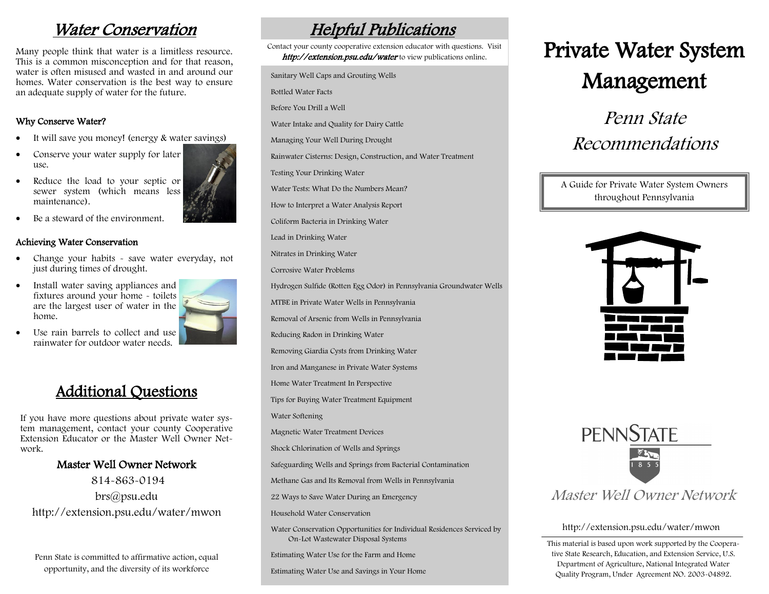## Water Conservation

Many people think that water is a limitless resource. This is a common misconception and for that reason, water is often misused and wasted in and around our homes. Water conservation is the best way to ensure an adequate supply of water for the future.

### Why Conserve Water?

- It will save you money! (energy & water savings)
- Conserve your water supply for later use.
- Reduce the load to your septic or sewer system (which means less maintenance).
- Be a steward of the environment.

### Achieving Water Conservation

- Change your habits - save water everyday, not just during times of drought.
- Install water saving appliances and fixtures around your home - toilets are the largest user of water in the home.
- Use rain barrels to collect and use rainwater for outdoor water needs.

## Additional Questions

If you have more questions about private water system management, contact your county Cooperative Extension Educator or the Master Well Owner Network.

**Master Well Owner Network**

814-863-0194

brs@psu.edu

http://extension.psu.edu/water/mwon

Penn State is committed to affirmative action, equal opportunity, and the diversity of its workforce

## Helpful Publications

Contact your county cooperative extension educator with questions. Visit *http://extension.psu.edu/water* to view publications online.

- Sanitary Well Caps and Grouting Wells
- Bottled Water Facts
- Before You Drill a Well
- Water Intake and Quality for Dairy Cattle
- Managing Your Well During Drought
- Rainwater Cisterns: Design, Construction, and Water Treatment
- Testing Your Drinking Water
- Water Tests: What Do the Numbers Mean?
- How to Interpret a Water Analysis Report
- Coliform Bacteria in Drinking Water
- Lead in Drinking Water
- Nitrates in Drinking Water
- Corrosive Water Problems
- Hydrogen Sulfide (Rotten Egg Odor) in Pennsylvania Groundwater Wells
- MTBE in Private Water Wells in Pennsylvania
- Removal of Arsenic from Wells in Pennsylvania
- Reducing Radon in Drinking Water
- Removing Giardia Cysts from Drinking Water
- Iron and Manganese in Private Water Systems
- Home Water Treatment In Perspective
- Tips for Buying Water Treatment Equipment
- Water Softening
- Magnetic Water Treatment Devices
- Shock Chlorination of Wells and Springs
- Safeguarding Wells and Springs from Bacterial Contamination
- Methane Gas and Its Removal from Wells in Pennsylvania
- 22 Ways to Save Water During an Emergency
- Household Water Conservation
- Water Conservation Opportunities for Individual Residences Serviced by On-Lot Wastewater Disposal Systems
- Estimating Water Use for the Farm and Home
- Estimating Water Use and Savings in Your Home

# Private Water System Management

## *Penn State Recommendations*

A Guide for Private Water System Owners throughout Pennsylvania

PENNSTATE

1 8 5 5

*Master Well Owner Network*

http://extension.psu.edu/water/mwon

This material is based upon work supported by the Cooperative State Research, Education, and Extension Service, U.S. Department of Agriculture, National Integrated Water Quality Program, Under Agreement NO. 2003-04892.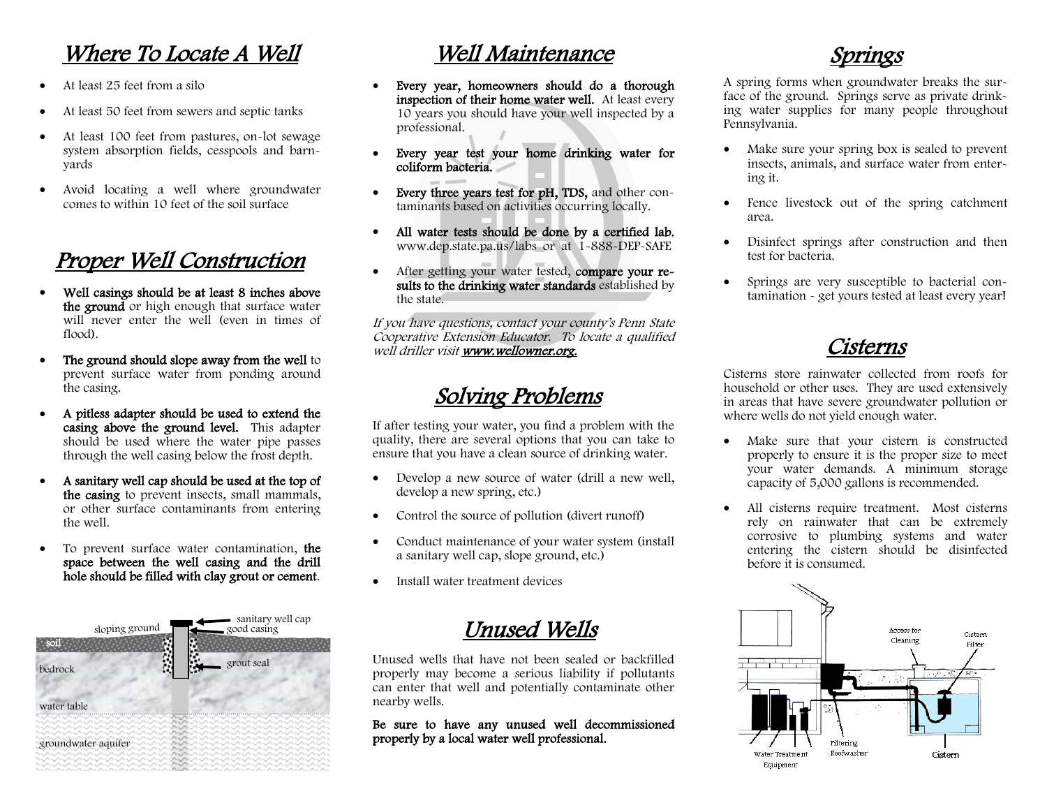## Where To Locate A Well

- At least 25 feet from a silo
- At least 50 feet from sewers and septic tanks
- At least 100 feet from pastures, on-lot sewage system absorption fields, cesspools and barnyards
- Avoid locating a well where groundwater comes to within 10 feet of the soil surface

## Proper Well Construction

- **Well casings should be at least 8 inches above the ground** or high enough that surface water will never enter the well (even in times of flood).
- **The ground should slope away from the well** to prevent surface water from ponding around the casing.
- **A pitless adapter should be used to extend the casing above the ground level.** This adapter should be used where the water pipe passes through the well casing below the frost depth.
- **A sanitary well cap should be used at the top of the casing** to prevent insects, small mammals, or other surface contaminants from entering the well.
- To prevent surface water contamination, **the space between the well casing and the drill hole should be filled with clay grout or cement**.

sanitary well cap
sloping ground
good casing
soil
grout seal
bedrock
water table
groundwater aquifer

## Well Maintenance

- **Every year, homeowners should do a thorough inspection of their home water well.** At least every 10 years you should have your well inspected by a professional.
- **Every year test your home drinking water for coliform bacteria.**
- **Every three years test for pH, TDS,** and other contaminants based on activities occurring locally.
- **All water tests should be done by a certified lab.** www.dep.state.pa.us/labs or at 1-888-DEP-SAFE
- After getting your water tested, **compare your results to the drinking water standards** established by the state.

*If you have questions, contact your county's Penn State Cooperative Extension Educator. To locate a qualified well driller visit* ***www.wellowner.org.***

## Solving Problems

If after testing your water, you find a problem with the quality, there are several options that you can take to ensure that you have a clean source of drinking water.

- Develop a new source of water (drill a new well, develop a new spring, etc.)
- Control the source of pollution (divert runoff)
- Conduct maintenance of your water system (install a sanitary well cap, slope ground, etc.)
- Install water treatment devices

## Unused Wells

Unused wells that have not been sealed or backfilled properly may become a serious liability if pollutants can enter that well and potentially contaminate other nearby wells.

**Be sure to have any unused well decommissioned properly by a local water well professional.**

## Springs

A spring forms when groundwater breaks the surface of the ground. Springs serve as private drinking water supplies for many people throughout Pennsylvania.

- Make sure your spring box is sealed to prevent insects, animals, and surface water from entering it.
- Fence livestock out of the spring catchment area.
- Disinfect springs after construction and then test for bacteria.
- Springs are very susceptible to bacterial contamination - get yours tested at least every year!

## Cisterns

Cisterns store rainwater collected from roofs for household or other uses. They are used extensively in areas that have severe groundwater pollution or where wells do not yield enough water.

- Make sure that your cistern is constructed properly to ensure it is the proper size to meet your water demands. A minimum storage capacity of 5,000 gallons is recommended.
- All cisterns require treatment. Most cisterns rely on rainwater that can be extremely corrosive to plumbing systems and water entering the cistern should be disinfected before it is consumed.

Access for Cleaning
Cistern Filter
Water Treatment Equipment
Filtering Roofwasher
Cistern